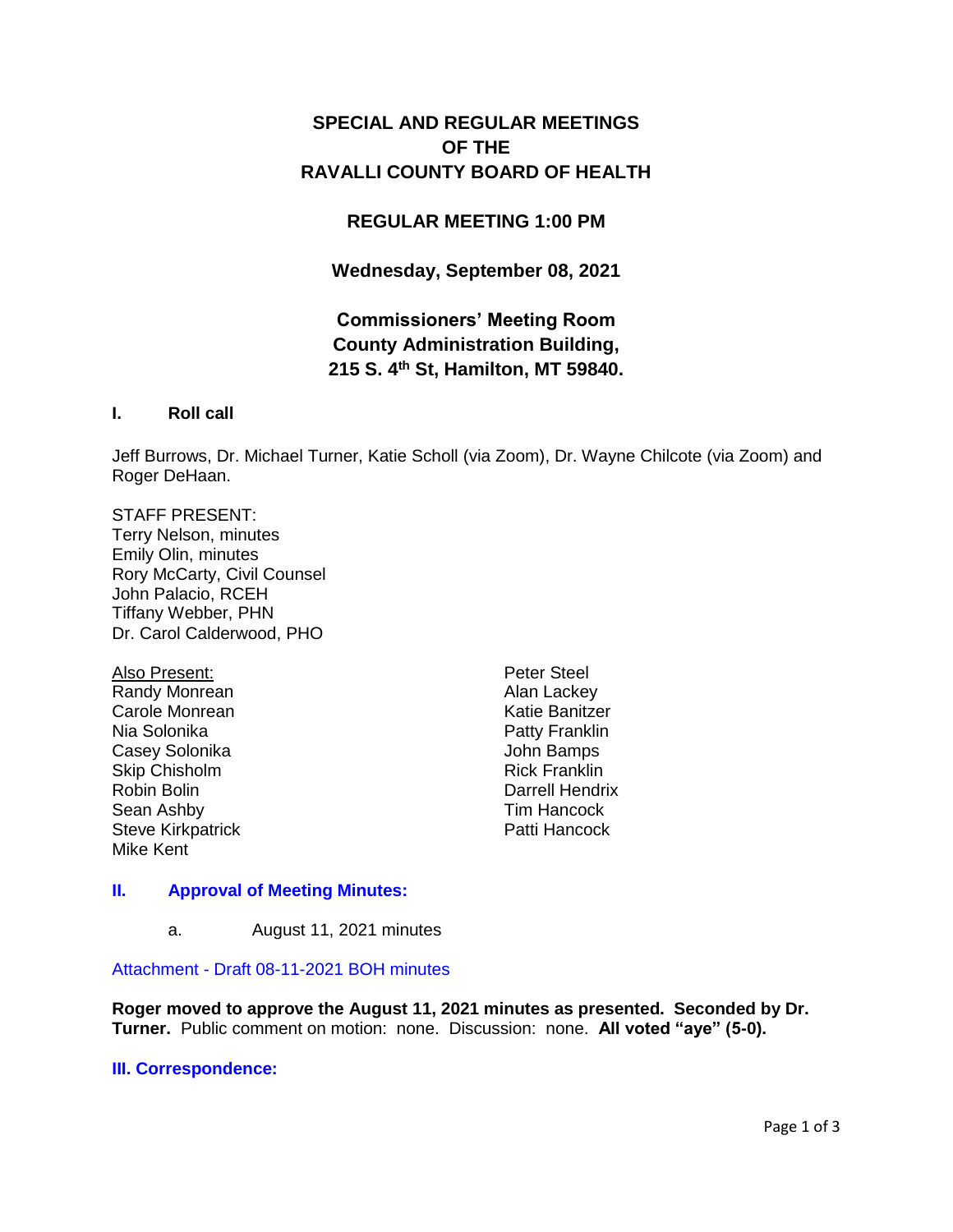# SPECIAL AND REGULAR MEETINGS OF THE RAVALLI COUNTY BOARD OF HEALTH

## REGULAR MEETING 1:00 PM

### Wednesday, September 08, 2021

### Commissioners' Meeting Room
### County Administration Building,
### 215 S. 4th St, Hamilton, MT 59840.

**I. Roll call**

Jeff Burrows, Dr. Michael Turner, Katie Scholl (via Zoom), Dr. Wayne Chilcote (via Zoom) and Roger DeHaan.

STAFF PRESENT:
Terry Nelson, minutes
Emily Olin, minutes
Rory McCarty, Civil Counsel
John Palacio, RCEH
Tiffany Webber, PHN
Dr. Carol Calderwood, PHO

Also Present:
Randy Monrean
Carole Monrean
Nia Solonika
Casey Solonika
Skip Chisholm
Robin Bolin
Sean Ashby
Steve Kirkpatrick
Mike Kent
Peter Steel
Alan Lackey
Katie Banitzer
Patty Franklin
John Bamps
Rick Franklin
Darrell Hendrix
Tim Hancock
Patti Hancock

**II. Approval of Meeting Minutes:**

a. August 11, 2021 minutes

Attachment - Draft 08-11-2021 BOH minutes

**Roger moved to approve the August 11, 2021 minutes as presented. Seconded by Dr. Turner.** Public comment on motion: none. Discussion: none. **All voted "aye" (5-0).**

**III. Correspondence:**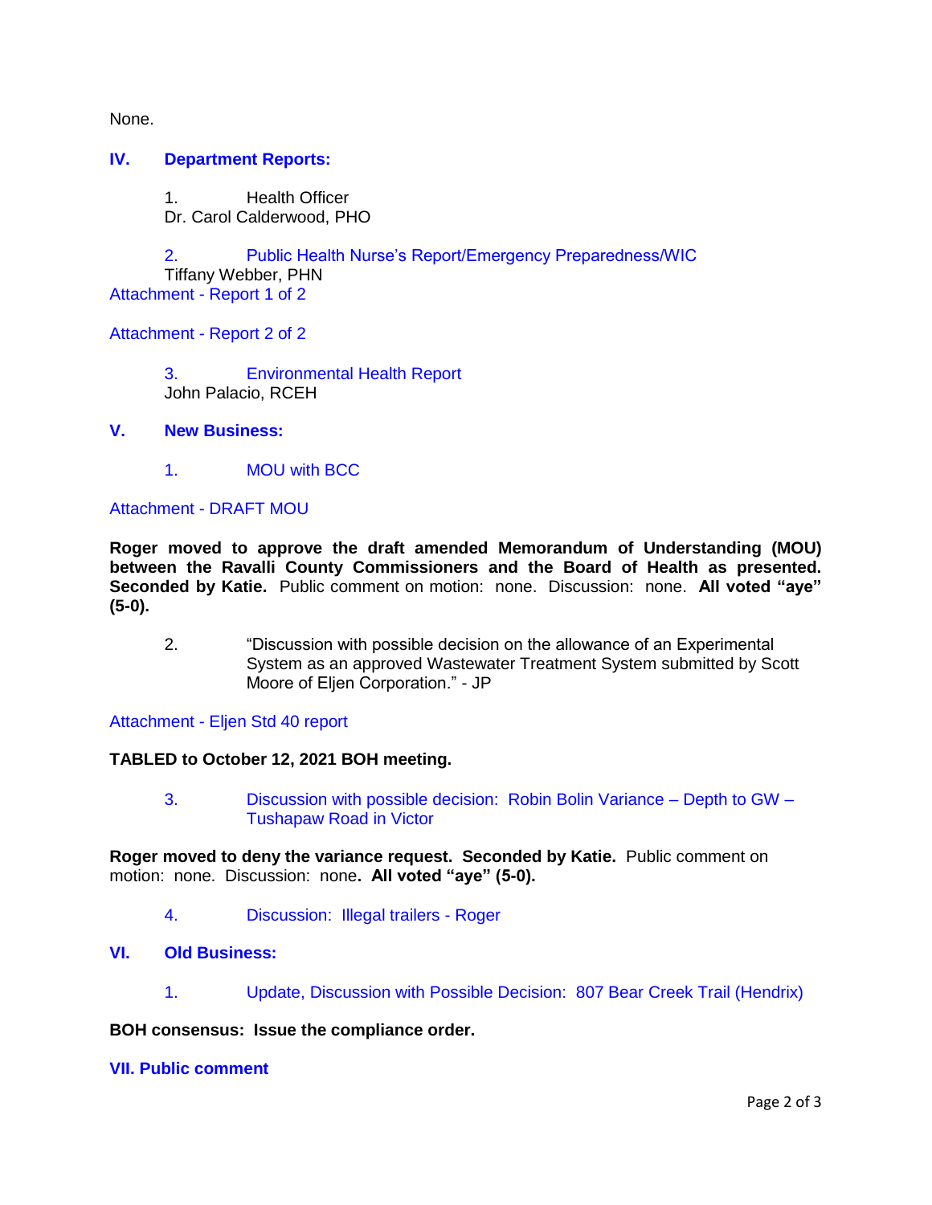None.

## IV. Department Reports:

1. Health Officer
Dr. Carol Calderwood, PHO

2. Public Health Nurse's Report/Emergency Preparedness/WIC
Tiffany Webber, PHN

Attachment - Report 1 of 2

Attachment - Report 2 of 2

3. Environmental Health Report
John Palacio, RCEH

## V. New Business:

1. MOU with BCC

Attachment - DRAFT MOU

**Roger moved to approve the draft amended Memorandum of Understanding (MOU) between the Ravalli County Commissioners and the Board of Health as presented. Seconded by Katie.** Public comment on motion: none. Discussion: none. **All voted "aye" (5-0).**

2. "Discussion with possible decision on the allowance of an Experimental System as an approved Wastewater Treatment System submitted by Scott Moore of Eljen Corporation." - JP

Attachment - Eljen Std 40 report

**TABLED to October 12, 2021 BOH meeting.**

3. Discussion with possible decision: Robin Bolin Variance – Depth to GW – Tushapaw Road in Victor

**Roger moved to deny the variance request. Seconded by Katie.** Public comment on motion: none. Discussion: none**. All voted "aye" (5-0).**

4. Discussion: Illegal trailers - Roger

## VI. Old Business:

1. Update, Discussion with Possible Decision: 807 Bear Creek Trail (Hendrix)

**BOH consensus: Issue the compliance order.**

## VII. Public comment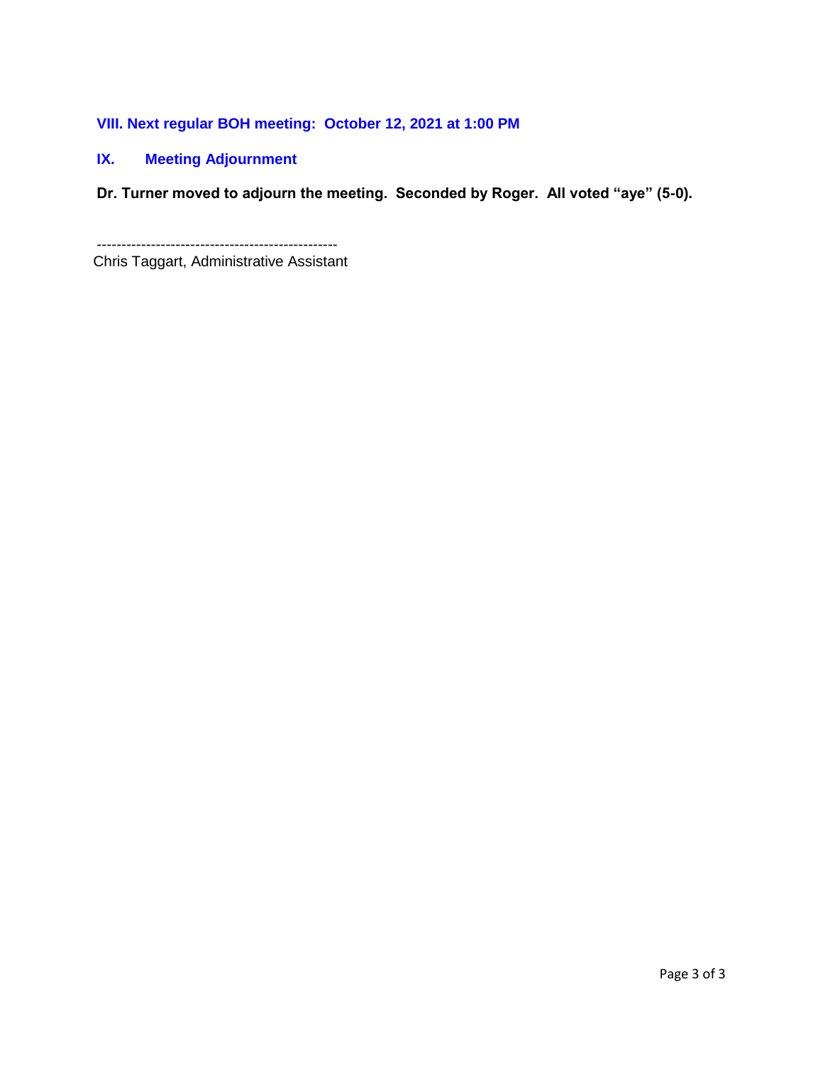### VIII. Next regular BOH meeting: October 12, 2021 at 1:00 PM

### IX. Meeting Adjournment

**Dr. Turner moved to adjourn the meeting. Seconded by Roger. All voted "aye" (5-0).**

------------------------------------------------

Chris Taggart, Administrative Assistant